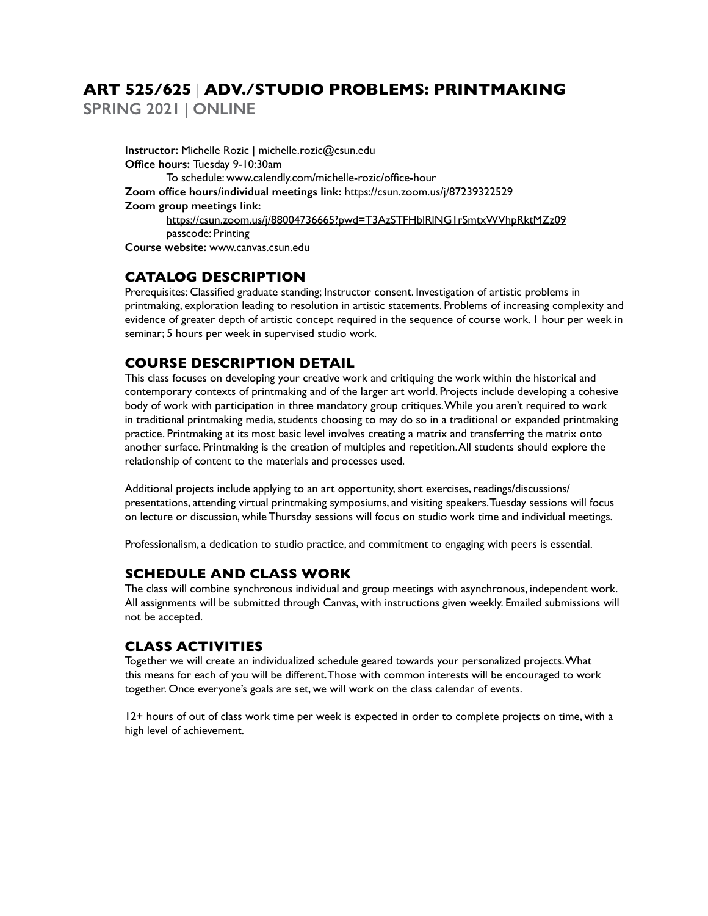# ART 525/625 | ADV./STUDIO PROBLEMS: PRINTMAKING

**SPRING 2021 | ONLINE**

**Instructor:** Michelle Rozic | michelle.rozic@csun.edu
**Office hours:** Tuesday 9-10:30am
To schedule: www.calendly.com/michelle-rozic/office-hour
**Zoom office hours/individual meetings link:** https://csun.zoom.us/j/87239322529
**Zoom group meetings link:**
https://csun.zoom.us/j/88004736665?pwd=T3AzSTFHblRlNG1rSmtxWVhpRktMZz09
passcode: Printing
**Course website:** www.canvas.csun.edu

## CATALOG DESCRIPTION

Prerequisites: Classified graduate standing; Instructor consent. Investigation of artistic problems in printmaking, exploration leading to resolution in artistic statements. Problems of increasing complexity and evidence of greater depth of artistic concept required in the sequence of course work. 1 hour per week in seminar; 5 hours per week in supervised studio work.

## COURSE DESCRIPTION DETAIL

This class focuses on developing your creative work and critiquing the work within the historical and contemporary contexts of printmaking and of the larger art world. Projects include developing a cohesive body of work with participation in three mandatory group critiques. While you aren't required to work in traditional printmaking media, students choosing to may do so in a traditional or expanded printmaking practice. Printmaking at its most basic level involves creating a matrix and transferring the matrix onto another surface. Printmaking is the creation of multiples and repetition. All students should explore the relationship of content to the materials and processes used.

Additional projects include applying to an art opportunity, short exercises, readings/discussions/presentations, attending virtual printmaking symposiums, and visiting speakers. Tuesday sessions will focus on lecture or discussion, while Thursday sessions will focus on studio work time and individual meetings.

Professionalism, a dedication to studio practice, and commitment to engaging with peers is essential.

## SCHEDULE AND CLASS WORK

The class will combine synchronous individual and group meetings with asynchronous, independent work. All assignments will be submitted through Canvas, with instructions given weekly. Emailed submissions will not be accepted.

## CLASS ACTIVITIES

Together we will create an individualized schedule geared towards your personalized projects. What this means for each of you will be different. Those with common interests will be encouraged to work together. Once everyone's goals are set, we will work on the class calendar of events.

12+ hours of out of class work time per week is expected in order to complete projects on time, with a high level of achievement.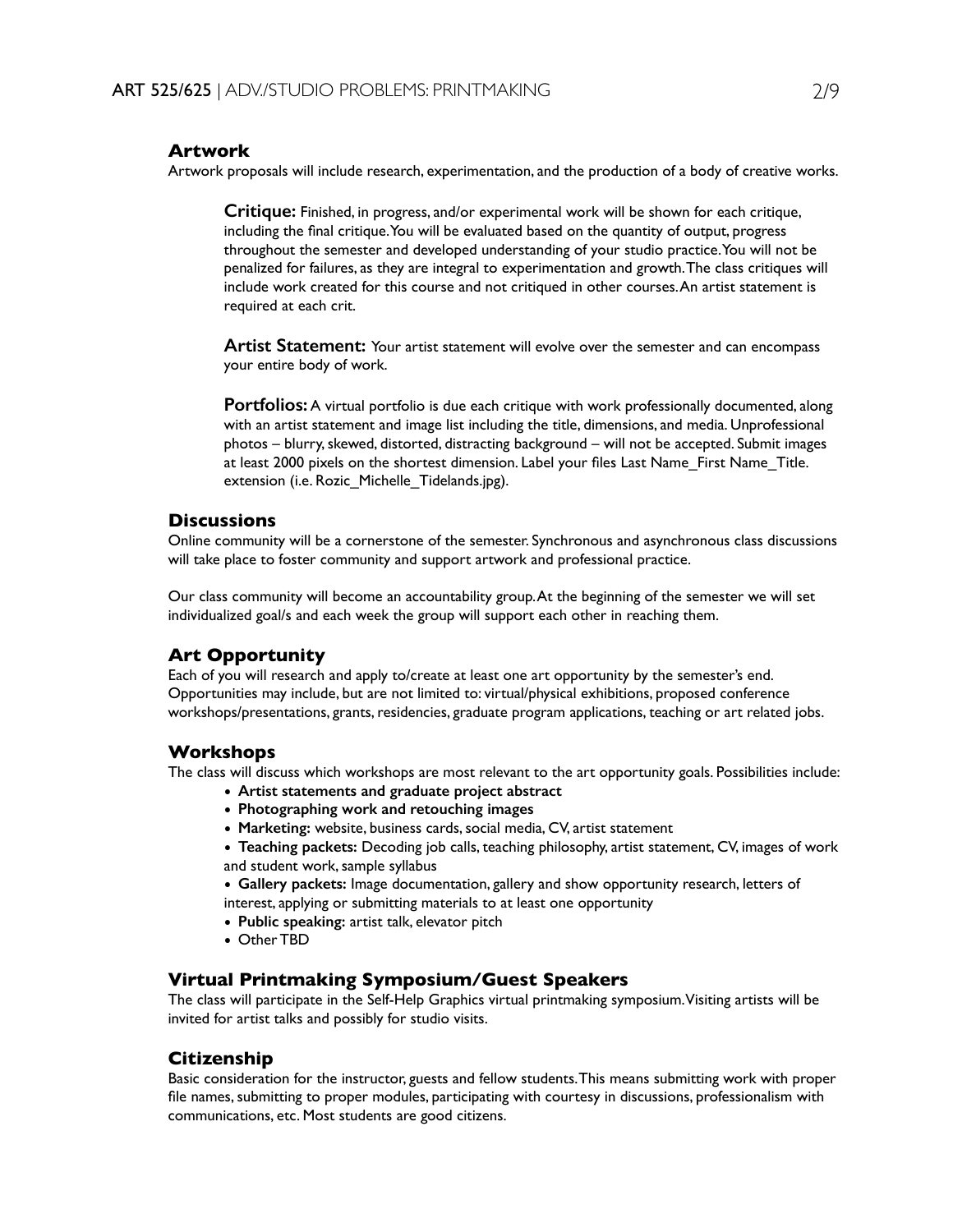## Artwork

Artwork proposals will include research, experimentation, and the production of a body of creative works.

**Critique:** Finished, in progress, and/or experimental work will be shown for each critique, including the final critique. You will be evaluated based on the quantity of output, progress throughout the semester and developed understanding of your studio practice. You will not be penalized for failures, as they are integral to experimentation and growth. The class critiques will include work created for this course and not critiqued in other courses. An artist statement is required at each crit.

**Artist Statement:** Your artist statement will evolve over the semester and can encompass your entire body of work.

**Portfolios:** A virtual portfolio is due each critique with work professionally documented, along with an artist statement and image list including the title, dimensions, and media. Unprofessional photos – blurry, skewed, distorted, distracting background – will not be accepted. Submit images at least 2000 pixels on the shortest dimension. Label your files Last Name_First Name_Title. extension (i.e. Rozic_Michelle_Tidelands.jpg).

## Discussions

Online community will be a cornerstone of the semester. Synchronous and asynchronous class discussions will take place to foster community and support artwork and professional practice.

Our class community will become an accountability group. At the beginning of the semester we will set individualized goal/s and each week the group will support each other in reaching them.

## Art Opportunity

Each of you will research and apply to/create at least one art opportunity by the semester's end. Opportunities may include, but are not limited to: virtual/physical exhibitions, proposed conference workshops/presentations, grants, residencies, graduate program applications, teaching or art related jobs.

## Workshops

The class will discuss which workshops are most relevant to the art opportunity goals. Possibilities include:

- **Artist statements and graduate project abstract**
- **Photographing work and retouching images**
- **Marketing:** website, business cards, social media, CV, artist statement
- **Teaching packets:** Decoding job calls, teaching philosophy, artist statement, CV, images of work and student work, sample syllabus
- **Gallery packets:** Image documentation, gallery and show opportunity research, letters of interest, applying or submitting materials to at least one opportunity
- **Public speaking:** artist talk, elevator pitch
- Other TBD

## Virtual Printmaking Symposium/Guest Speakers

The class will participate in the Self-Help Graphics virtual printmaking symposium. Visiting artists will be invited for artist talks and possibly for studio visits.

## Citizenship

Basic consideration for the instructor, guests and fellow students. This means submitting work with proper file names, submitting to proper modules, participating with courtesy in discussions, professionalism with communications, etc. Most students are good citizens.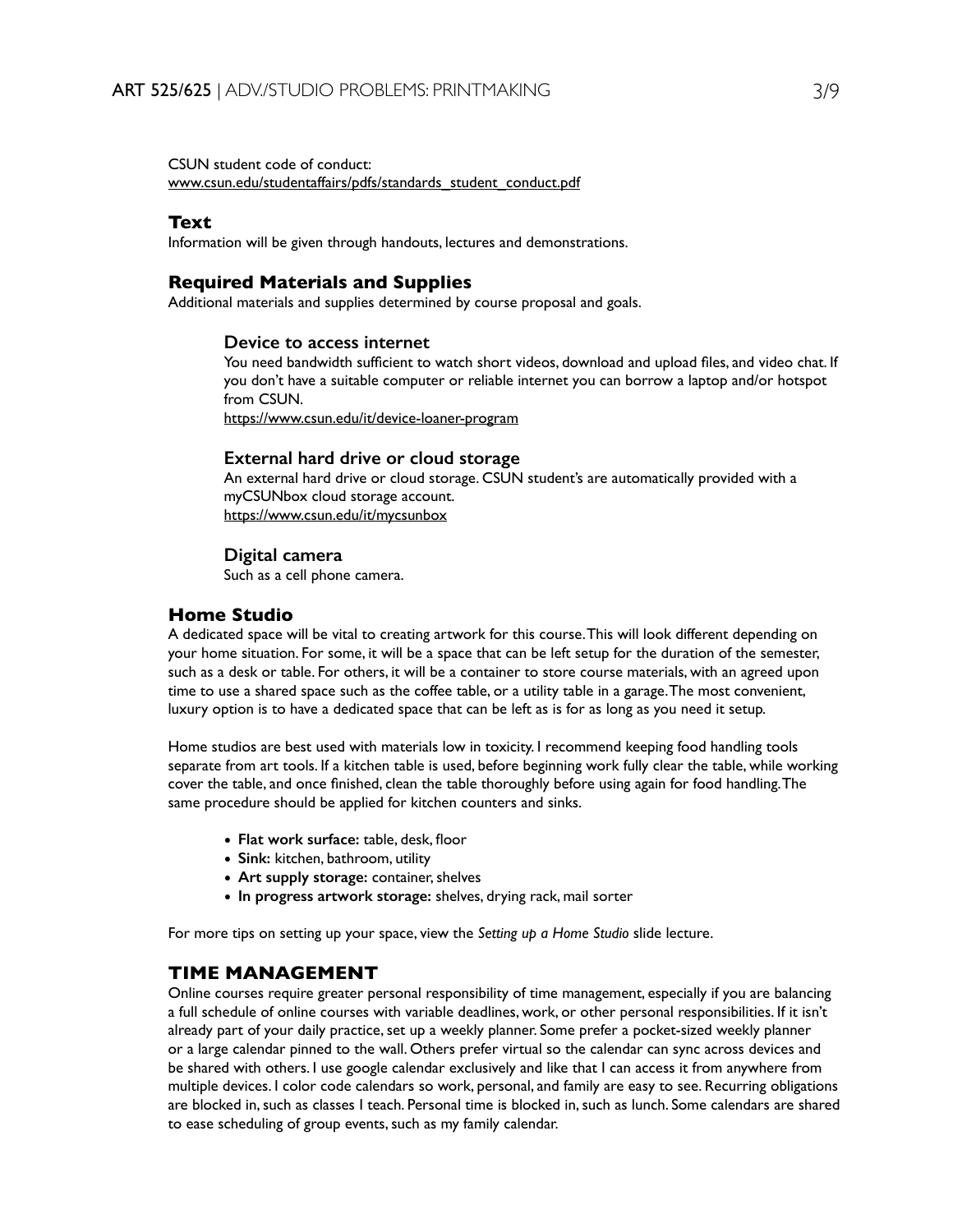CSUN student code of conduct:
www.csun.edu/studentaffairs/pdfs/standards_student_conduct.pdf

## Text

Information will be given through handouts, lectures and demonstrations.

## Required Materials and Supplies

Additional materials and supplies determined by course proposal and goals.

### Device to access internet

You need bandwidth sufficient to watch short videos, download and upload files, and video chat. If you don't have a suitable computer or reliable internet you can borrow a laptop and/or hotspot from CSUN.
https://www.csun.edu/it/device-loaner-program

### External hard drive or cloud storage

An external hard drive or cloud storage. CSUN student's are automatically provided with a myCSUNbox cloud storage account.
https://www.csun.edu/it/mycsunbox

### Digital camera

Such as a cell phone camera.

## Home Studio

A dedicated space will be vital to creating artwork for this course. This will look different depending on your home situation. For some, it will be a space that can be left setup for the duration of the semester, such as a desk or table. For others, it will be a container to store course materials, with an agreed upon time to use a shared space such as the coffee table, or a utility table in a garage. The most convenient, luxury option is to have a dedicated space that can be left as is for as long as you need it setup.

Home studios are best used with materials low in toxicity. I recommend keeping food handling tools separate from art tools. If a kitchen table is used, before beginning work fully clear the table, while working cover the table, and once finished, clean the table thoroughly before using again for food handling. The same procedure should be applied for kitchen counters and sinks.

- **Flat work surface:** table, desk, floor
- **Sink:** kitchen, bathroom, utility
- **Art supply storage:** container, shelves
- **In progress artwork storage:** shelves, drying rack, mail sorter

For more tips on setting up your space, view the *Setting up a Home Studio* slide lecture.

## TIME MANAGEMENT

Online courses require greater personal responsibility of time management, especially if you are balancing a full schedule of online courses with variable deadlines, work, or other personal responsibilities. If it isn't already part of your daily practice, set up a weekly planner. Some prefer a pocket-sized weekly planner or a large calendar pinned to the wall. Others prefer virtual so the calendar can sync across devices and be shared with others. I use google calendar exclusively and like that I can access it from anywhere from multiple devices. I color code calendars so work, personal, and family are easy to see. Recurring obligations are blocked in, such as classes I teach. Personal time is blocked in, such as lunch. Some calendars are shared to ease scheduling of group events, such as my family calendar.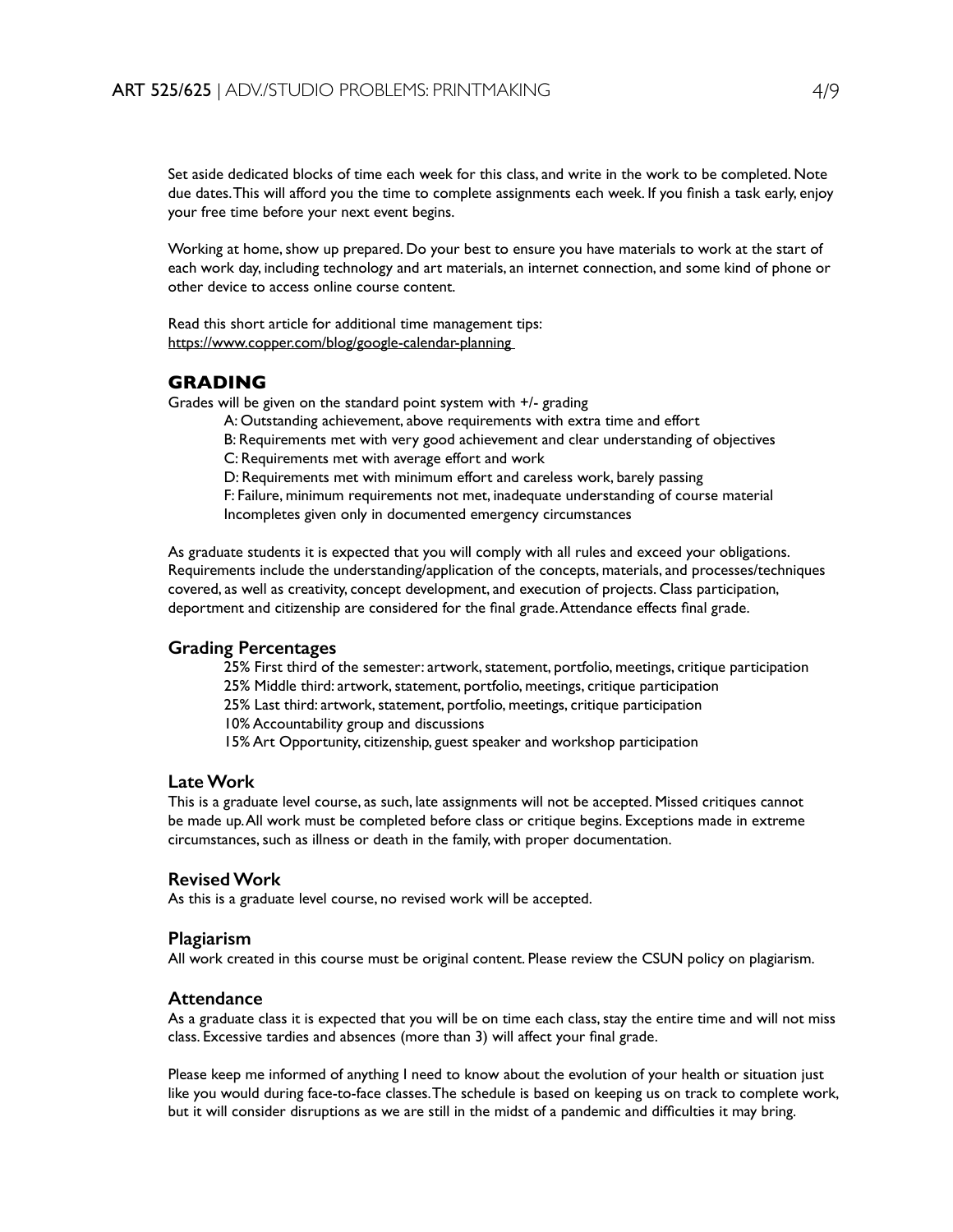Set aside dedicated blocks of time each week for this class, and write in the work to be completed. Note due dates. This will afford you the time to complete assignments each week. If you finish a task early, enjoy your free time before your next event begins.

Working at home, show up prepared. Do your best to ensure you have materials to work at the start of each work day, including technology and art materials, an internet connection, and some kind of phone or other device to access online course content.

Read this short article for additional time management tips:
https://www.copper.com/blog/google-calendar-planning

## GRADING

Grades will be given on the standard point system with +/- grading

- A: Outstanding achievement, above requirements with extra time and effort
- B: Requirements met with very good achievement and clear understanding of objectives
- C: Requirements met with average effort and work
- D: Requirements met with minimum effort and careless work, barely passing
- F: Failure, minimum requirements not met, inadequate understanding of course material
- Incompletes given only in documented emergency circumstances

As graduate students it is expected that you will comply with all rules and exceed your obligations. Requirements include the understanding/application of the concepts, materials, and processes/techniques covered, as well as creativity, concept development, and execution of projects. Class participation, deportment and citizenship are considered for the final grade. Attendance effects final grade.

### Grading Percentages

- 25% First third of the semester: artwork, statement, portfolio, meetings, critique participation
- 25% Middle third: artwork, statement, portfolio, meetings, critique participation
- 25% Last third: artwork, statement, portfolio, meetings, critique participation
- 10% Accountability group and discussions
- 15% Art Opportunity, citizenship, guest speaker and workshop participation

### Late Work

This is a graduate level course, as such, late assignments will not be accepted. Missed critiques cannot be made up. All work must be completed before class or critique begins. Exceptions made in extreme circumstances, such as illness or death in the family, with proper documentation.

### Revised Work

As this is a graduate level course, no revised work will be accepted.

### Plagiarism

All work created in this course must be original content. Please review the CSUN policy on plagiarism.

### Attendance

As a graduate class it is expected that you will be on time each class, stay the entire time and will not miss class. Excessive tardies and absences (more than 3) will affect your final grade.

Please keep me informed of anything I need to know about the evolution of your health or situation just like you would during face-to-face classes. The schedule is based on keeping us on track to complete work, but it will consider disruptions as we are still in the midst of a pandemic and difficulties it may bring.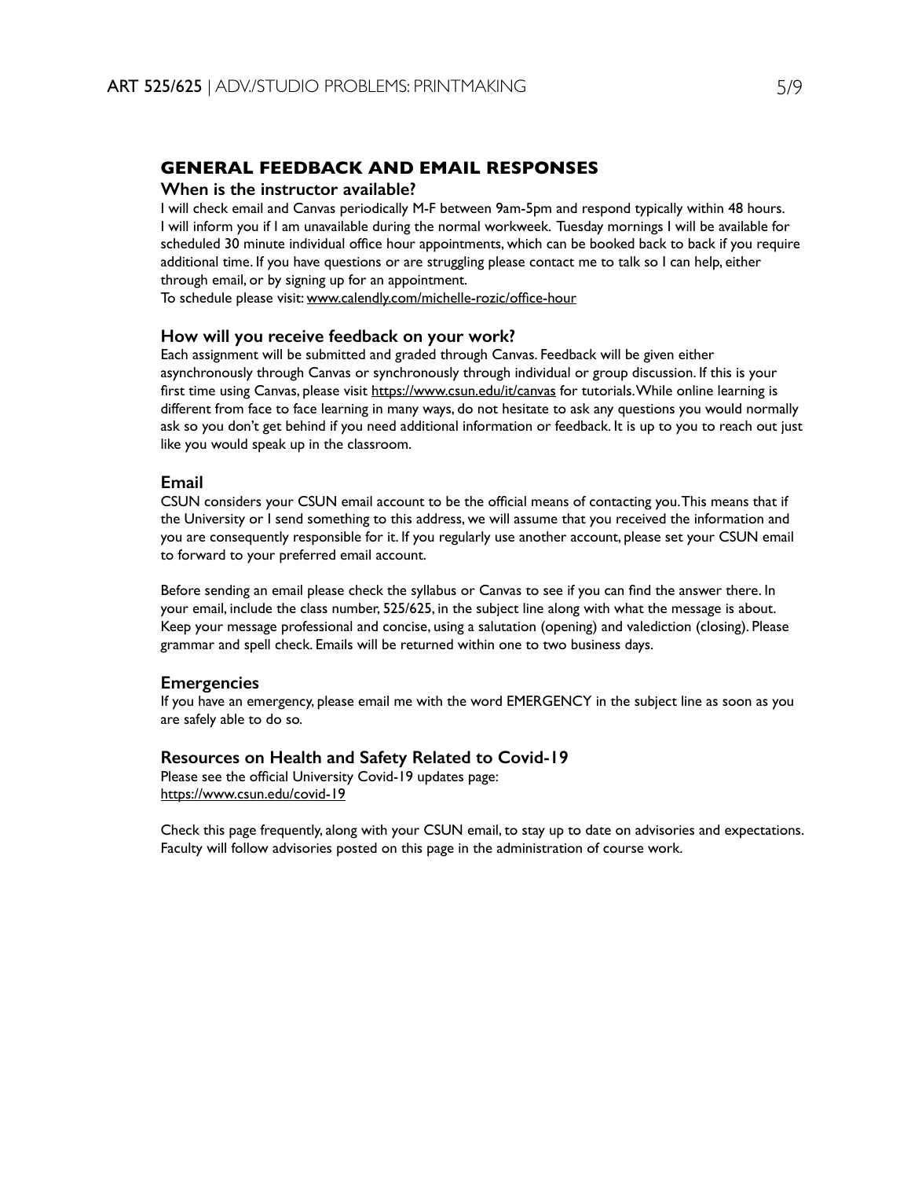## GENERAL FEEDBACK AND EMAIL RESPONSES

### When is the instructor available?

I will check email and Canvas periodically M-F between 9am-5pm and respond typically within 48 hours. I will inform you if I am unavailable during the normal workweek. Tuesday mornings I will be available for scheduled 30 minute individual office hour appointments, which can be booked back to back if you require additional time. If you have questions or are struggling please contact me to talk so I can help, either through email, or by signing up for an appointment.
To schedule please visit: www.calendly.com/michelle-rozic/office-hour

### How will you receive feedback on your work?

Each assignment will be submitted and graded through Canvas. Feedback will be given either asynchronously through Canvas or synchronously through individual or group discussion. If this is your first time using Canvas, please visit https://www.csun.edu/it/canvas for tutorials. While online learning is different from face to face learning in many ways, do not hesitate to ask any questions you would normally ask so you don't get behind if you need additional information or feedback. It is up to you to reach out just like you would speak up in the classroom.

### Email

CSUN considers your CSUN email account to be the official means of contacting you. This means that if the University or I send something to this address, we will assume that you received the information and you are consequently responsible for it. If you regularly use another account, please set your CSUN email to forward to your preferred email account.

Before sending an email please check the syllabus or Canvas to see if you can find the answer there. In your email, include the class number, 525/625, in the subject line along with what the message is about. Keep your message professional and concise, using a salutation (opening) and valediction (closing). Please grammar and spell check. Emails will be returned within one to two business days.

### Emergencies

If you have an emergency, please email me with the word EMERGENCY in the subject line as soon as you are safely able to do so.

### Resources on Health and Safety Related to Covid-19

Please see the official University Covid-19 updates page:
https://www.csun.edu/covid-19

Check this page frequently, along with your CSUN email, to stay up to date on advisories and expectations. Faculty will follow advisories posted on this page in the administration of course work.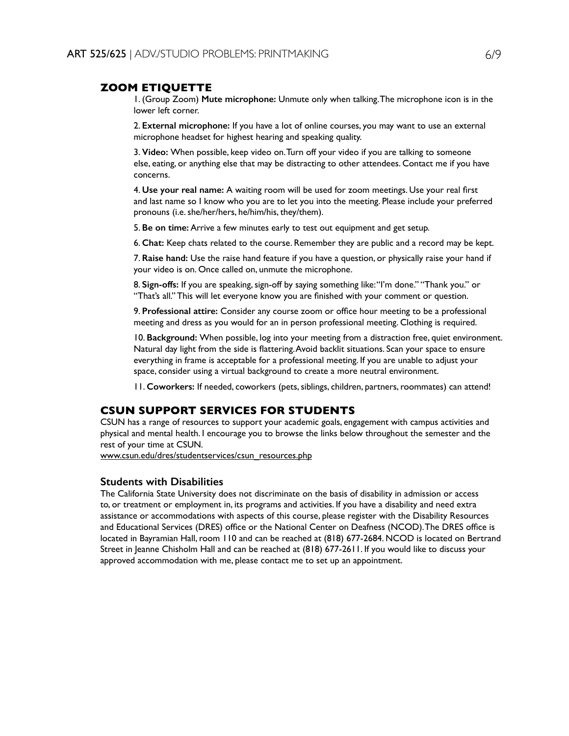## ZOOM ETIQUETTE

1. (Group Zoom) **Mute microphone:** Unmute only when talking. The microphone icon is in the lower left corner.

2. **External microphone:** If you have a lot of online courses, you may want to use an external microphone headset for highest hearing and speaking quality.

3. **Video:** When possible, keep video on. Turn off your video if you are talking to someone else, eating, or anything else that may be distracting to other attendees. Contact me if you have concerns.

4. **Use your real name:** A waiting room will be used for zoom meetings. Use your real first and last name so I know who you are to let you into the meeting. Please include your preferred pronouns (i.e. she/her/hers, he/him/his, they/them).

5. **Be on time:** Arrive a few minutes early to test out equipment and get setup.

6. **Chat:** Keep chats related to the course. Remember they are public and a record may be kept.

7. **Raise hand:** Use the raise hand feature if you have a question, or physically raise your hand if your video is on. Once called on, unmute the microphone.

8. **Sign-offs:** If you are speaking, sign-off by saying something like: "I'm done." "Thank you." or "That's all." This will let everyone know you are finished with your comment or question.

9. **Professional attire:** Consider any course zoom or office hour meeting to be a professional meeting and dress as you would for an in person professional meeting. Clothing is required.

10. **Background:** When possible, log into your meeting from a distraction free, quiet environment. Natural day light from the side is flattering. Avoid backlit situations. Scan your space to ensure everything in frame is acceptable for a professional meeting. If you are unable to adjust your space, consider using a virtual background to create a more neutral environment.

11. **Coworkers:** If needed, coworkers (pets, siblings, children, partners, roommates) can attend!

## CSUN SUPPORT SERVICES FOR STUDENTS

CSUN has a range of resources to support your academic goals, engagement with campus activities and physical and mental health. I encourage you to browse the links below throughout the semester and the rest of your time at CSUN.
www.csun.edu/dres/studentservices/csun_resources.php

### Students with Disabilities

The California State University does not discriminate on the basis of disability in admission or access to, or treatment or employment in, its programs and activities. If you have a disability and need extra assistance or accommodations with aspects of this course, please register with the Disability Resources and Educational Services (DRES) office or the National Center on Deafness (NCOD). The DRES office is located in Bayramian Hall, room 110 and can be reached at (818) 677-2684. NCOD is located on Bertrand Street in Jeanne Chisholm Hall and can be reached at (818) 677-2611. If you would like to discuss your approved accommodation with me, please contact me to set up an appointment.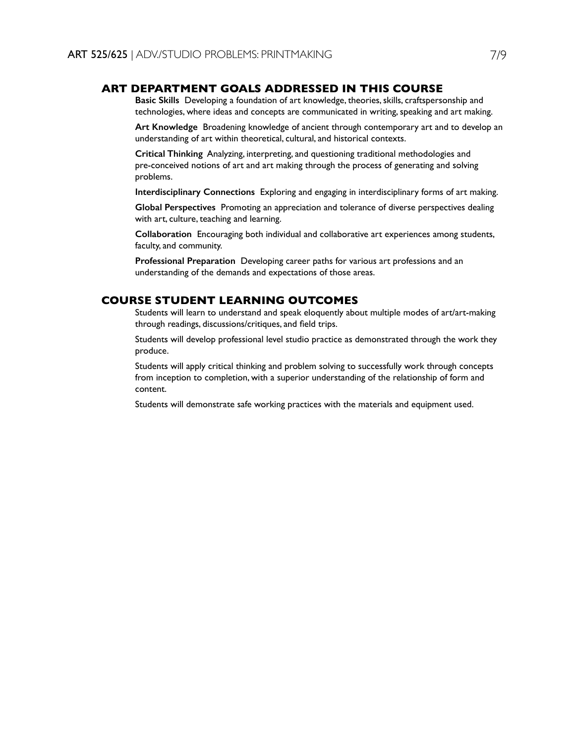## ART DEPARTMENT GOALS ADDRESSED IN THIS COURSE

**Basic Skills** Developing a foundation of art knowledge, theories, skills, craftspersonship and technologies, where ideas and concepts are communicated in writing, speaking and art making.

**Art Knowledge** Broadening knowledge of ancient through contemporary art and to develop an understanding of art within theoretical, cultural, and historical contexts.

**Critical Thinking** Analyzing, interpreting, and questioning traditional methodologies and pre-conceived notions of art and art making through the process of generating and solving problems.

**Interdisciplinary Connections** Exploring and engaging in interdisciplinary forms of art making.

**Global Perspectives** Promoting an appreciation and tolerance of diverse perspectives dealing with art, culture, teaching and learning.

**Collaboration** Encouraging both individual and collaborative art experiences among students, faculty, and community.

**Professional Preparation** Developing career paths for various art professions and an understanding of the demands and expectations of those areas.

## COURSE STUDENT LEARNING OUTCOMES

Students will learn to understand and speak eloquently about multiple modes of art/art-making through readings, discussions/critiques, and field trips.

Students will develop professional level studio practice as demonstrated through the work they produce.

Students will apply critical thinking and problem solving to successfully work through concepts from inception to completion, with a superior understanding of the relationship of form and content.

Students will demonstrate safe working practices with the materials and equipment used.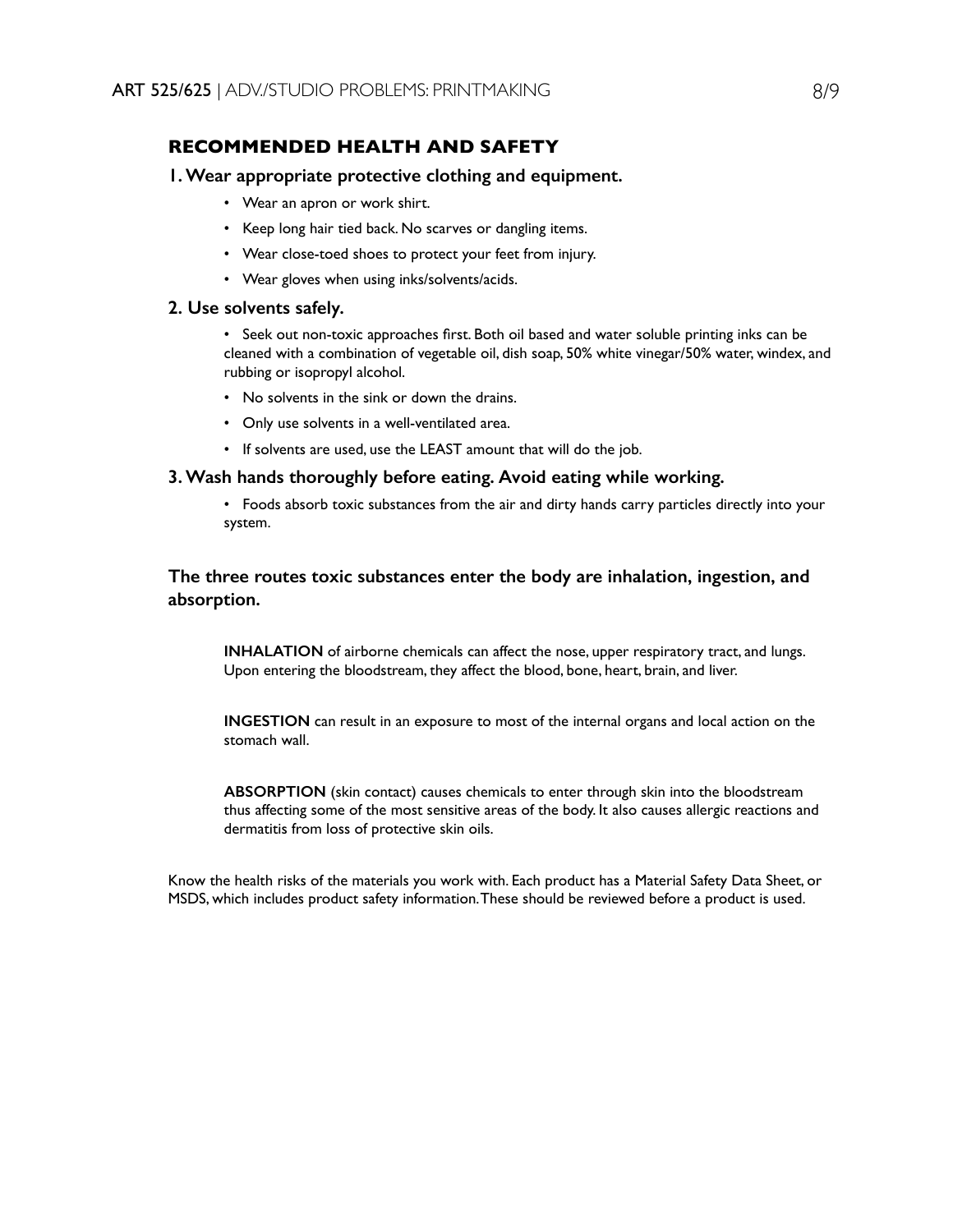## RECOMMENDED HEALTH AND SAFETY

### 1. Wear appropriate protective clothing and equipment.

- Wear an apron or work shirt.
- Keep long hair tied back. No scarves or dangling items.
- Wear close-toed shoes to protect your feet from injury.
- Wear gloves when using inks/solvents/acids.

### 2. Use solvents safely.

- Seek out non-toxic approaches first. Both oil based and water soluble printing inks can be cleaned with a combination of vegetable oil, dish soap, 50% white vinegar/50% water, windex, and rubbing or isopropyl alcohol.
- No solvents in the sink or down the drains.
- Only use solvents in a well-ventilated area.
- If solvents are used, use the LEAST amount that will do the job.

### 3. Wash hands thoroughly before eating. Avoid eating while working.

- Foods absorb toxic substances from the air and dirty hands carry particles directly into your system.

### The three routes toxic substances enter the body are inhalation, ingestion, and absorption.

**INHALATION** of airborne chemicals can affect the nose, upper respiratory tract, and lungs. Upon entering the bloodstream, they affect the blood, bone, heart, brain, and liver.

**INGESTION** can result in an exposure to most of the internal organs and local action on the stomach wall.

**ABSORPTION** (skin contact) causes chemicals to enter through skin into the bloodstream thus affecting some of the most sensitive areas of the body. It also causes allergic reactions and dermatitis from loss of protective skin oils.

Know the health risks of the materials you work with. Each product has a Material Safety Data Sheet, or MSDS, which includes product safety information. These should be reviewed before a product is used.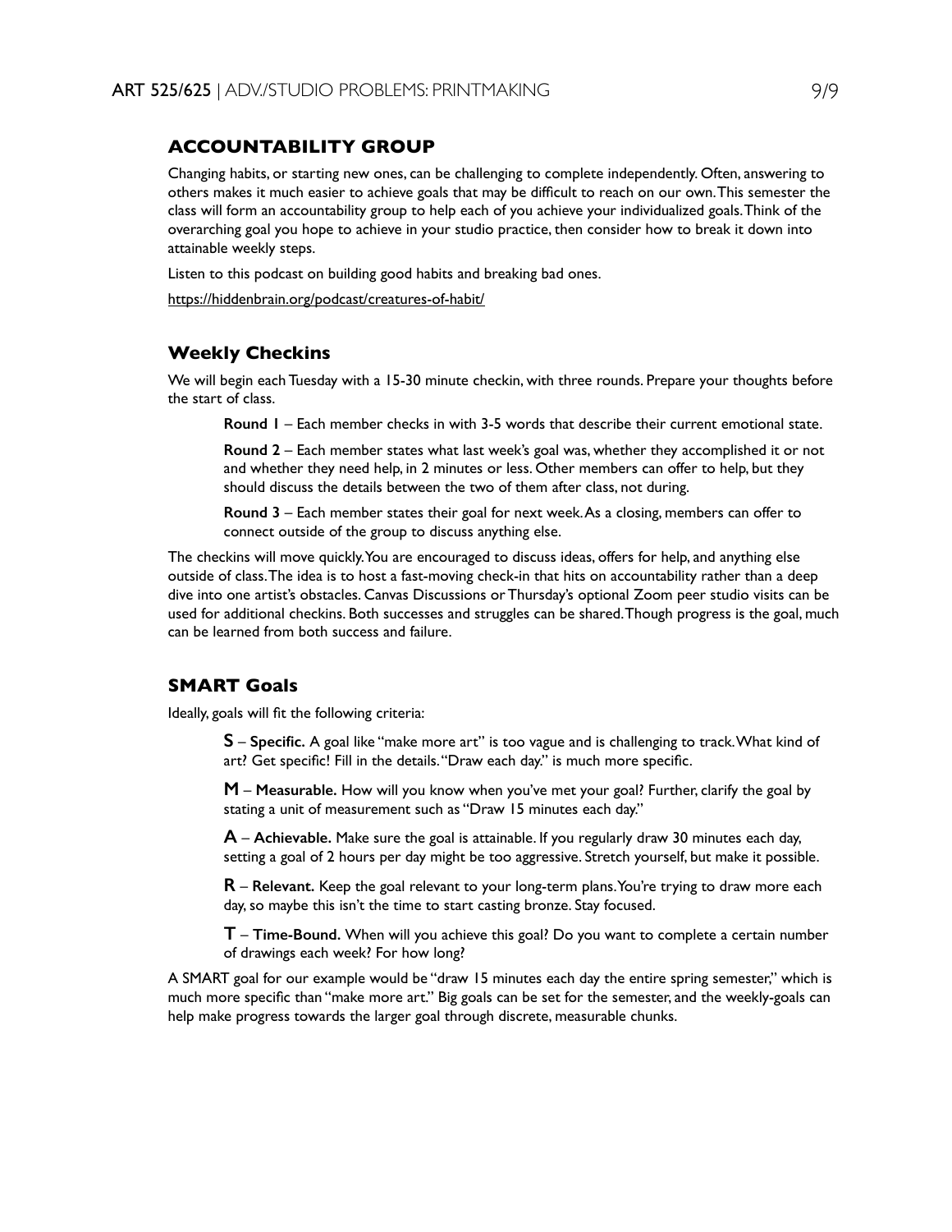## ACCOUNTABILITY GROUP

Changing habits, or starting new ones, can be challenging to complete independently. Often, answering to others makes it much easier to achieve goals that may be difficult to reach on our own. This semester the class will form an accountability group to help each of you achieve your individualized goals. Think of the overarching goal you hope to achieve in your studio practice, then consider how to break it down into attainable weekly steps.

Listen to this podcast on building good habits and breaking bad ones.

https://hiddenbrain.org/podcast/creatures-of-habit/

### Weekly Checkins

We will begin each Tuesday with a 15-30 minute checkin, with three rounds. Prepare your thoughts before the start of class.

**Round 1** – Each member checks in with 3-5 words that describe their current emotional state.

**Round 2** – Each member states what last week's goal was, whether they accomplished it or not and whether they need help, in 2 minutes or less. Other members can offer to help, but they should discuss the details between the two of them after class, not during.

**Round 3** – Each member states their goal for next week. As a closing, members can offer to connect outside of the group to discuss anything else.

The checkins will move quickly. You are encouraged to discuss ideas, offers for help, and anything else outside of class. The idea is to host a fast-moving check-in that hits on accountability rather than a deep dive into one artist's obstacles. Canvas Discussions or Thursday's optional Zoom peer studio visits can be used for additional checkins. Both successes and struggles can be shared. Though progress is the goal, much can be learned from both success and failure.

### SMART Goals

Ideally, goals will fit the following criteria:

**S** – **Specific.** A goal like "make more art" is too vague and is challenging to track. What kind of art? Get specific! Fill in the details. "Draw each day." is much more specific.

**M** – **Measurable.** How will you know when you've met your goal? Further, clarify the goal by stating a unit of measurement such as "Draw 15 minutes each day."

**A** – **Achievable.** Make sure the goal is attainable. If you regularly draw 30 minutes each day, setting a goal of 2 hours per day might be too aggressive. Stretch yourself, but make it possible.

**R** – **Relevant.** Keep the goal relevant to your long-term plans. You're trying to draw more each day, so maybe this isn't the time to start casting bronze. Stay focused.

**T** – **Time-Bound.** When will you achieve this goal? Do you want to complete a certain number of drawings each week? For how long?

A SMART goal for our example would be "draw 15 minutes each day the entire spring semester," which is much more specific than "make more art." Big goals can be set for the semester, and the weekly-goals can help make progress towards the larger goal through discrete, measurable chunks.